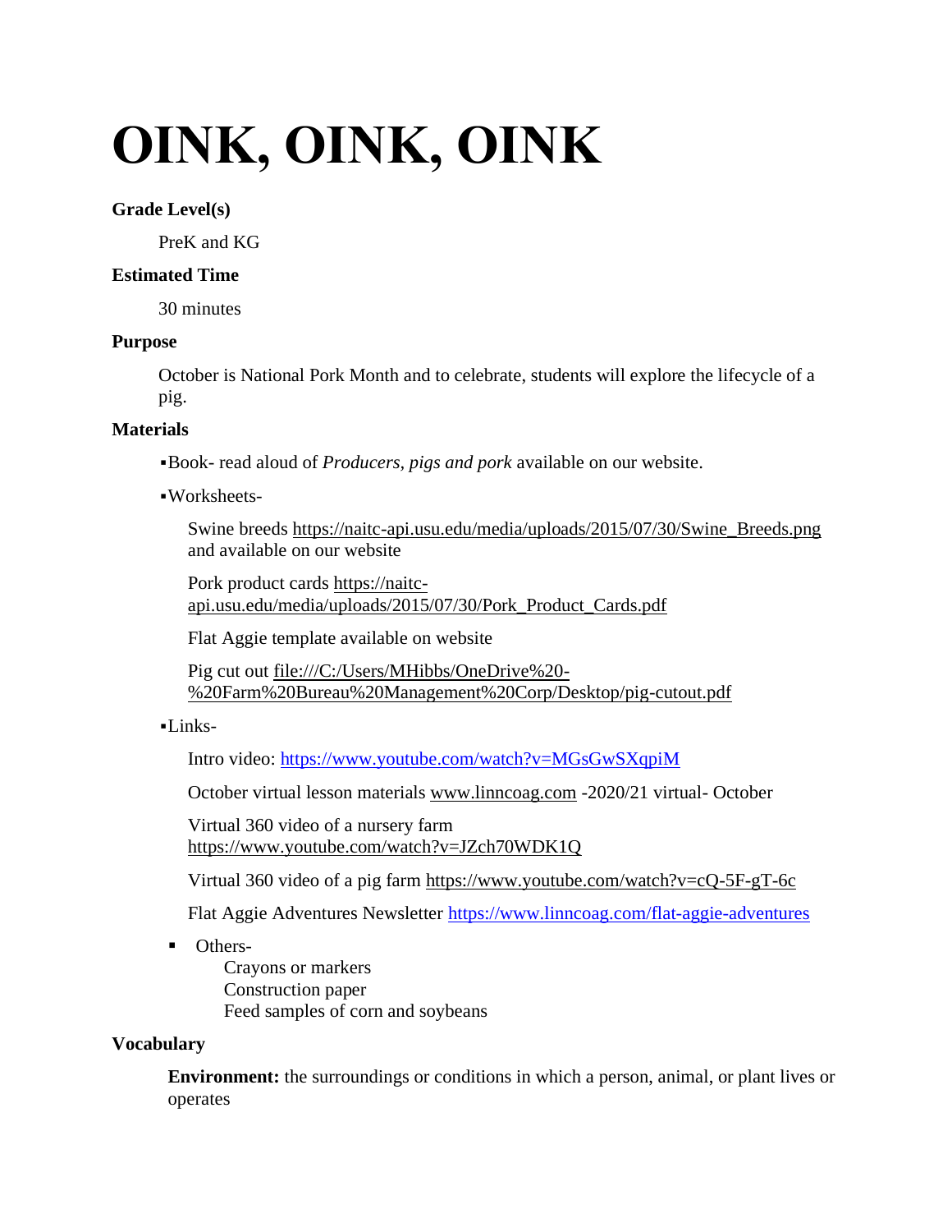# OINK, OINK, OINK

**Grade Level(s)**

PreK and KG

**Estimated Time**

30 minutes

**Purpose**

October is National Pork Month and to celebrate, students will explore the lifecycle of a pig.

**Materials**

- Book- read aloud of *Producers, pigs and pork* available on our website.
- Worksheets-

  Swine breeds https://naitc-api.usu.edu/media/uploads/2015/07/30/Swine_Breeds.png and available on our website

  Pork product cards https://naitc-api.usu.edu/media/uploads/2015/07/30/Pork_Product_Cards.pdf

  Flat Aggie template available on website

  Pig cut out file:///C:/Users/MHibbs/OneDrive%20-%20Farm%20Bureau%20Management%20Corp/Desktop/pig-cutout.pdf

- Links-

  Intro video: https://www.youtube.com/watch?v=MGsGwSXqpiM

  October virtual lesson materials www.linncoag.com -2020/21 virtual- October

  Virtual 360 video of a nursery farm https://www.youtube.com/watch?v=JZch70WDK1Q

  Virtual 360 video of a pig farm https://www.youtube.com/watch?v=cQ-5F-gT-6c

  Flat Aggie Adventures Newsletter https://www.linncoag.com/flat-aggie-adventures

- Others-

  Crayons or markers
  Construction paper
  Feed samples of corn and soybeans

**Vocabulary**

**Environment:** the surroundings or conditions in which a person, animal, or plant lives or operates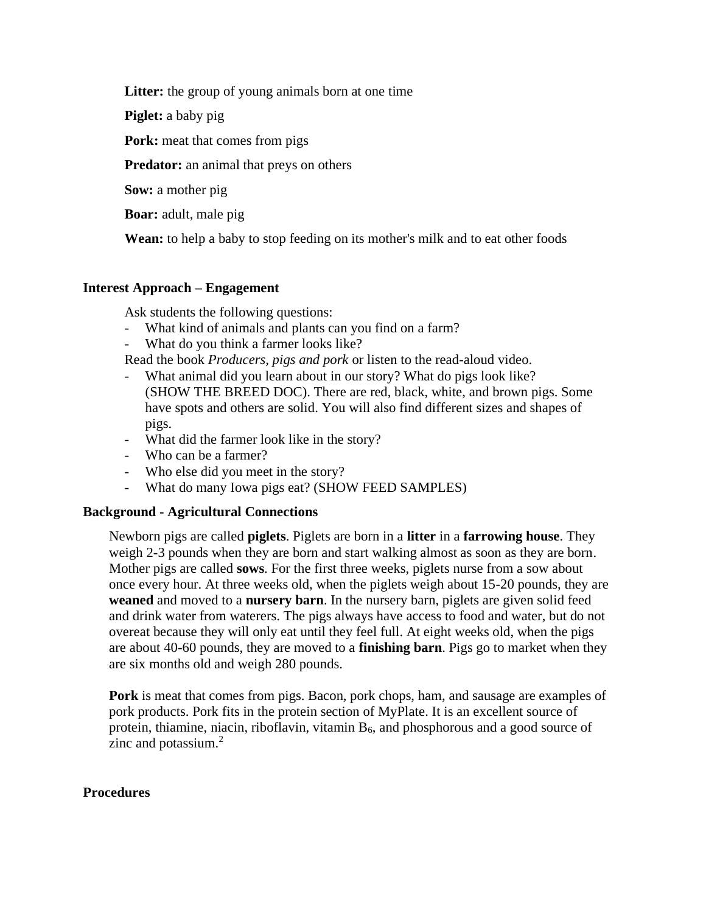**Litter:** the group of young animals born at one time

**Piglet:** a baby pig

**Pork:** meat that comes from pigs

**Predator:** an animal that preys on others

**Sow:** a mother pig

**Boar:** adult, male pig

**Wean:** to help a baby to stop feeding on its mother's milk and to eat other foods

## Interest Approach – Engagement

Ask students the following questions:

- What kind of animals and plants can you find on a farm?
- What do you think a farmer looks like?

Read the book *Producers, pigs and pork* or listen to the read-aloud video.

- What animal did you learn about in our story? What do pigs look like? (SHOW THE BREED DOC). There are red, black, white, and brown pigs. Some have spots and others are solid. You will also find different sizes and shapes of pigs.
- What did the farmer look like in the story?
- Who can be a farmer?
- Who else did you meet in the story?
- What do many Iowa pigs eat? (SHOW FEED SAMPLES)

## Background - Agricultural Connections

Newborn pigs are called **piglets**. Piglets are born in a **litter** in a **farrowing house**. They weigh 2-3 pounds when they are born and start walking almost as soon as they are born. Mother pigs are called **sows**. For the first three weeks, piglets nurse from a sow about once every hour. At three weeks old, when the piglets weigh about 15-20 pounds, they are **weaned** and moved to a **nursery barn**. In the nursery barn, piglets are given solid feed and drink water from waterers. The pigs always have access to food and water, but do not overeat because they will only eat until they feel full. At eight weeks old, when the pigs are about 40-60 pounds, they are moved to a **finishing barn**. Pigs go to market when they are six months old and weigh 280 pounds.

**Pork** is meat that comes from pigs. Bacon, pork chops, ham, and sausage are examples of pork products. Pork fits in the protein section of MyPlate. It is an excellent source of protein, thiamine, niacin, riboflavin, vitamin $B_6$, and phosphorous and a good source of zinc and potassium.[2]

## Procedures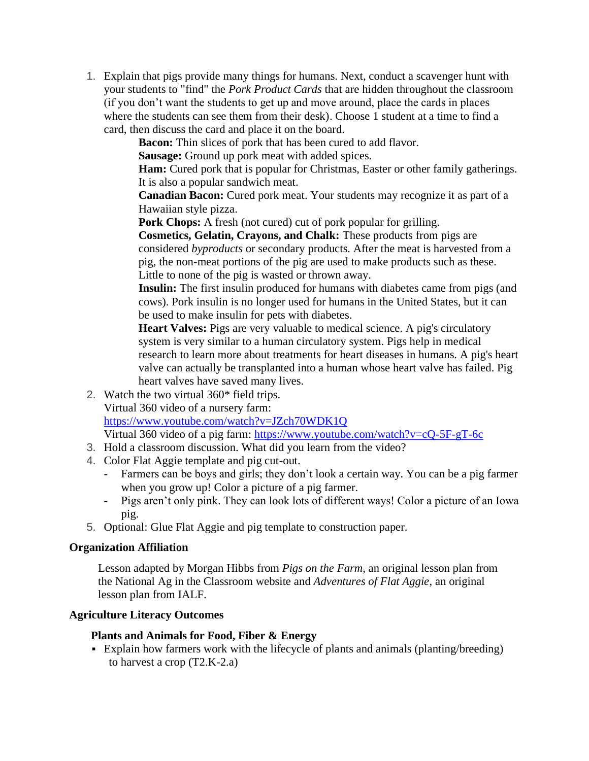1. Explain that pigs provide many things for humans. Next, conduct a scavenger hunt with your students to "find" the *Pork Product Cards* that are hidden throughout the classroom (if you don't want the students to get up and move around, place the cards in places where the students can see them from their desk). Choose 1 student at a time to find a card, then discuss the card and place it on the board.

    **Bacon:** Thin slices of pork that has been cured to add flavor.

    **Sausage:** Ground up pork meat with added spices.

    **Ham:** Cured pork that is popular for Christmas, Easter or other family gatherings. It is also a popular sandwich meat.

    **Canadian Bacon:** Cured pork meat. Your students may recognize it as part of a Hawaiian style pizza.

    **Pork Chops:** A fresh (not cured) cut of pork popular for grilling.

    **Cosmetics, Gelatin, Crayons, and Chalk:** These products from pigs are considered *byproducts* or secondary products. After the meat is harvested from a pig, the non-meat portions of the pig are used to make products such as these. Little to none of the pig is wasted or thrown away.

    **Insulin:** The first insulin produced for humans with diabetes came from pigs (and cows). Pork insulin is no longer used for humans in the United States, but it can be used to make insulin for pets with diabetes.

    **Heart Valves:** Pigs are very valuable to medical science. A pig's circulatory system is very similar to a human circulatory system. Pigs help in medical research to learn more about treatments for heart diseases in humans. A pig's heart valve can actually be transplanted into a human whose heart valve has failed. Pig heart valves have saved many lives.

2. Watch the two virtual 360* field trips.
   Virtual 360 video of a nursery farm:
   https://www.youtube.com/watch?v=JZch70WDK1Q
   Virtual 360 video of a pig farm: https://www.youtube.com/watch?v=cQ-5F-gT-6c
3. Hold a classroom discussion. What did you learn from the video?
4. Color Flat Aggie template and pig cut-out.
   - Farmers can be boys and girls; they don't look a certain way. You can be a pig farmer when you grow up! Color a picture of a pig farmer.
   - Pigs aren't only pink. They can look lots of different ways! Color a picture of an Iowa pig.
5. Optional: Glue Flat Aggie and pig template to construction paper.

### Organization Affiliation

Lesson adapted by Morgan Hibbs from *Pigs on the Farm*, an original lesson plan from the National Ag in the Classroom website and *Adventures of Flat Aggie*, an original lesson plan from IALF.

### Agriculture Literacy Outcomes

#### Plants and Animals for Food, Fiber & Energy

- Explain how farmers work with the lifecycle of plants and animals (planting/breeding) to harvest a crop (T2.K-2.a)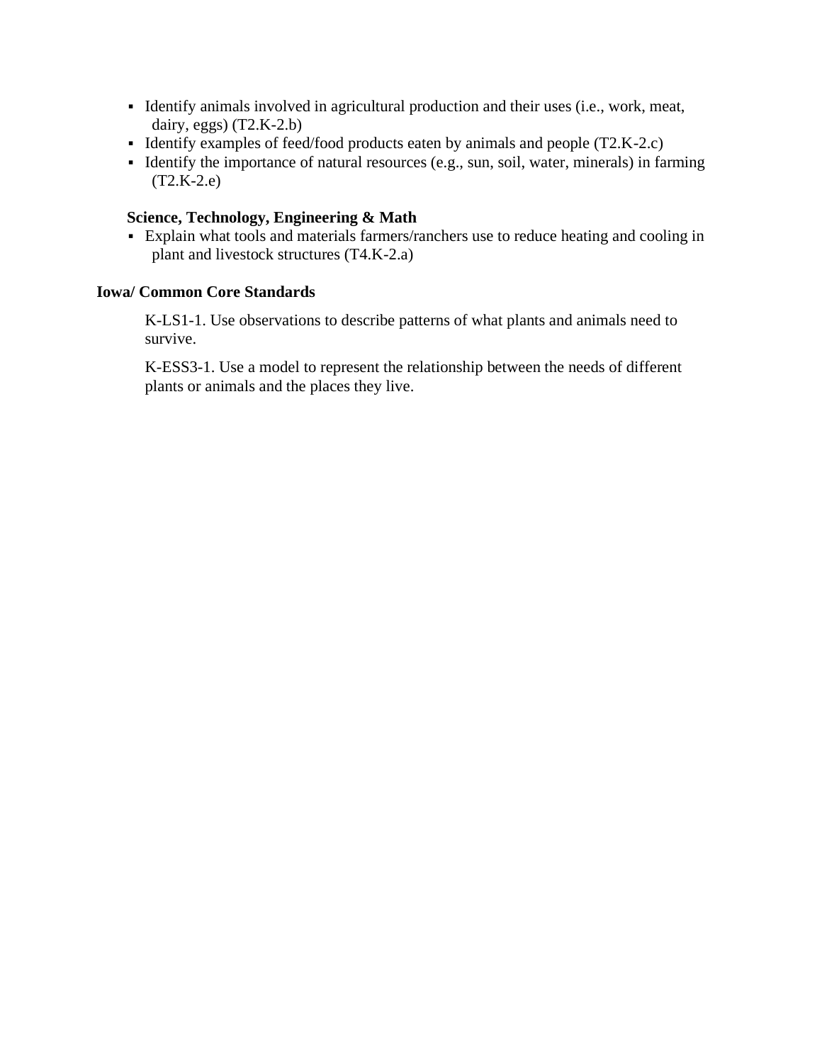- Identify animals involved in agricultural production and their uses (i.e., work, meat, dairy, eggs) (T2.K-2.b)
- Identify examples of feed/food products eaten by animals and people (T2.K-2.c)
- Identify the importance of natural resources (e.g., sun, soil, water, minerals) in farming (T2.K-2.e)

**Science, Technology, Engineering & Math**

- Explain what tools and materials farmers/ranchers use to reduce heating and cooling in plant and livestock structures (T4.K-2.a)

**Iowa/ Common Core Standards**

K-LS1-1. Use observations to describe patterns of what plants and animals need to survive.

K-ESS3-1. Use a model to represent the relationship between the needs of different plants or animals and the places they live.